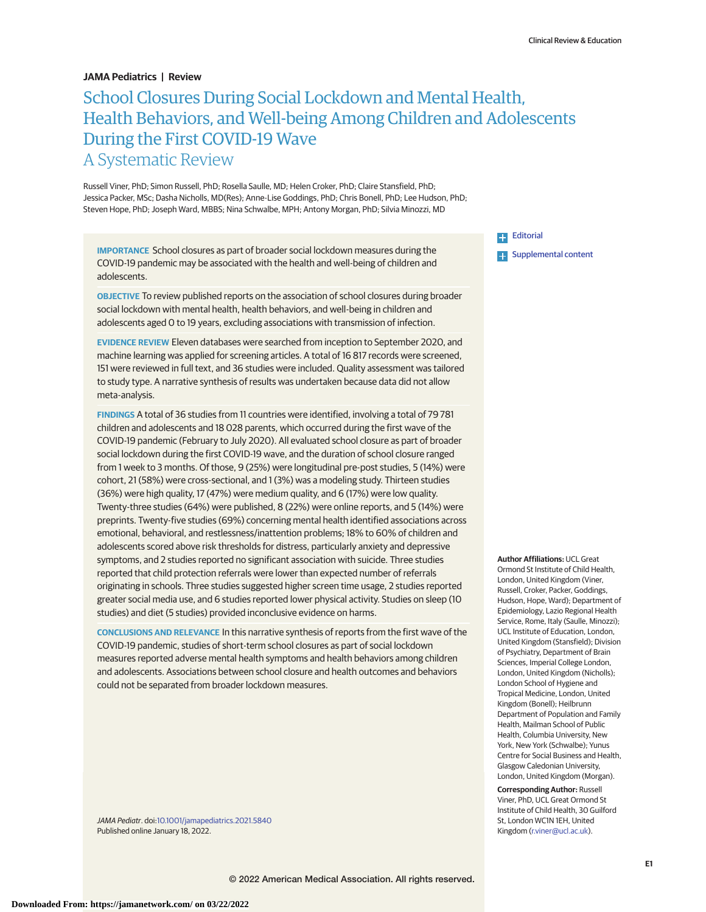JAMA Pediatrics | Review

# School Closures During Social Lockdown and Mental Health, Health Behaviors, and Well-being Among Children and Adolescents During the First COVID-19 Wave

## A Systematic Review

Russell Viner, PhD; Simon Russell, PhD; Rosella Saulle, MD; Helen Croker, PhD; Claire Stansfield, PhD; Jessica Packer, MSc; Dasha Nicholls, MD(Res); Anne-Lise Goddings, PhD; Chris Bonell, PhD; Lee Hudson, PhD; Steven Hope, PhD; Joseph Ward, MBBS; Nina Schwalbe, MPH; Antony Morgan, PhD; Silvia Minozzi, MD

**IMPORTANCE** School closures as part of broader social lockdown measures during the COVID-19 pandemic may be associated with the health and well-being of children and adolescents.

**OBJECTIVE** To review published reports on the association of school closures during broader social lockdown with mental health, health behaviors, and well-being in children and adolescents aged 0 to 19 years, excluding associations with transmission of infection.

**EVIDENCE REVIEW** Eleven databases were searched from inception to September 2020, and machine learning was applied for screening articles. A total of 16 817 records were screened, 151 were reviewed in full text, and 36 studies were included. Quality assessment was tailored to study type. A narrative synthesis of results was undertaken because data did not allow meta-analysis.

**FINDINGS** A total of 36 studies from 11 countries were identified, involving a total of 79 781 children and adolescents and 18 028 parents, which occurred during the first wave of the COVID-19 pandemic (February to July 2020). All evaluated school closure as part of broader social lockdown during the first COVID-19 wave, and the duration of school closure ranged from 1 week to 3 months. Of those, 9 (25%) were longitudinal pre-post studies, 5 (14%) were cohort, 21 (58%) were cross-sectional, and 1 (3%) was a modeling study. Thirteen studies (36%) were high quality, 17 (47%) were medium quality, and 6 (17%) were low quality. Twenty-three studies (64%) were published, 8 (22%) were online reports, and 5 (14%) were preprints. Twenty-five studies (69%) concerning mental health identified associations across emotional, behavioral, and restlessness/inattention problems; 18% to 60% of children and adolescents scored above risk thresholds for distress, particularly anxiety and depressive symptoms, and 2 studies reported no significant association with suicide. Three studies reported that child protection referrals were lower than expected number of referrals originating in schools. Three studies suggested higher screen time usage, 2 studies reported greater social media use, and 6 studies reported lower physical activity. Studies on sleep (10 studies) and diet (5 studies) provided inconclusive evidence on harms.

**CONCLUSIONS AND RELEVANCE** In this narrative synthesis of reports from the first wave of the COVID-19 pandemic, studies of short-term school closures as part of social lockdown measures reported adverse mental health symptoms and health behaviors among children and adolescents. Associations between school closure and health outcomes and behaviors could not be separated from broader lockdown measures.

*JAMA Pediatr*. doi:10.1001/jamapediatrics.2021.5840
Published online January 18, 2022.

Editorial

Supplemental content

**Author Affiliations:** UCL Great Ormond St Institute of Child Health, London, United Kingdom (Viner, Russell, Croker, Packer, Goddings, Hudson, Hope, Ward); Department of Epidemiology, Lazio Regional Health Service, Rome, Italy (Saulle, Minozzi); UCL Institute of Education, London, United Kingdom (Stansfield); Division of Psychiatry, Department of Brain Sciences, Imperial College London, London, United Kingdom (Nicholls); London School of Hygiene and Tropical Medicine, London, United Kingdom (Bonell); Heilbrunn Department of Population and Family Health, Mailman School of Public Health, Columbia University, New York, New York (Schwalbe); Yunus Centre for Social Business and Health, Glasgow Caledonian University, London, United Kingdom (Morgan).

**Corresponding Author:** Russell Viner, PhD, UCL Great Ormond St Institute of Child Health, 30 Guilford St, London WC1N 1EH, United Kingdom (r.viner@ucl.ac.uk).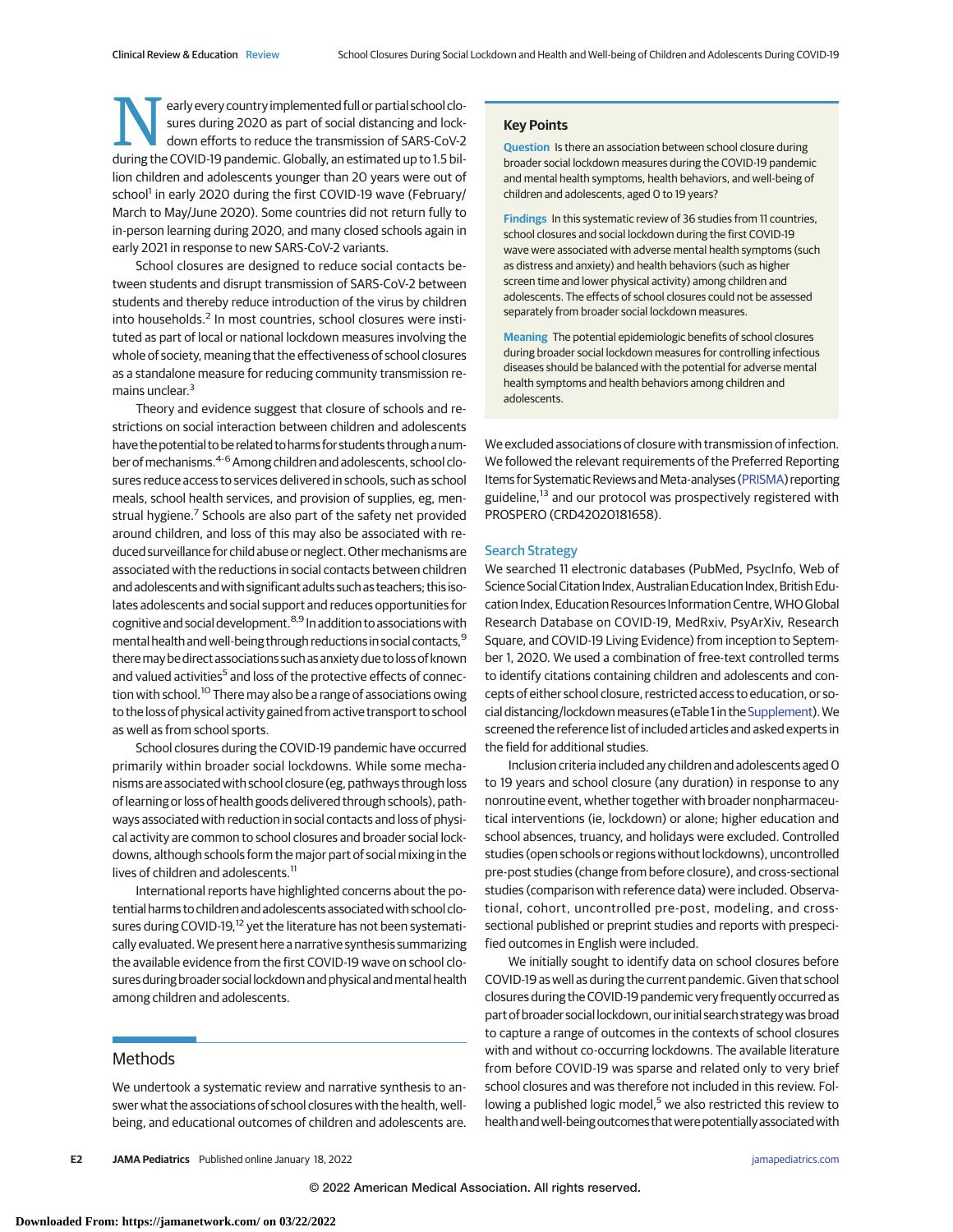Nearly every country implemented full or partial school closures during 2020 as part of social distancing and lockdown efforts to reduce the transmission of SARS-CoV-2 during the COVID-19 pandemic. Globally, an estimated up to 1.5 billion children and adolescents younger than 20 years were out of school[1] in early 2020 during the first COVID-19 wave (February/March to May/June 2020). Some countries did not return fully to in-person learning during 2020, and many closed schools again in early 2021 in response to new SARS-CoV-2 variants.

School closures are designed to reduce social contacts between students and disrupt transmission of SARS-CoV-2 between students and thereby reduce introduction of the virus by children into households.[2] In most countries, school closures were instituted as part of local or national lockdown measures involving the whole of society, meaning that the effectiveness of school closures as a standalone measure for reducing community transmission remains unclear.[3]

Theory and evidence suggest that closure of schools and restrictions on social interaction between children and adolescents have the potential to be related to harms for students through a number of mechanisms.[4-6] Among children and adolescents, school closures reduce access to services delivered in schools, such as school meals, school health services, and provision of supplies, eg, menstrual hygiene.[7] Schools are also part of the safety net provided around children, and loss of this may also be associated with reduced surveillance for child abuse or neglect. Other mechanisms are associated with the reductions in social contacts between children and adolescents and with significant adults such as teachers; this isolates adolescents and social support and reduces opportunities for cognitive and social development.[8,9] In addition to associations with mental health and well-being through reductions in social contacts,[9] there may be direct associations such as anxiety due to loss of known and valued activities[5] and loss of the protective effects of connection with school.[10] There may also be a range of associations owing to the loss of physical activity gained from active transport to school as well as from school sports.

School closures during the COVID-19 pandemic have occurred primarily within broader social lockdowns. While some mechanisms are associated with school closure (eg, pathways through loss of learning or loss of health goods delivered through schools), pathways associated with reduction in social contacts and loss of physical activity are common to school closures and broader social lockdowns, although schools form the major part of social mixing in the lives of children and adolescents.[11]

International reports have highlighted concerns about the potential harms to children and adolescents associated with school closures during COVID-19,[12] yet the literature has not been systematically evaluated. We present here a narrative synthesis summarizing the available evidence from the first COVID-19 wave on school closures during broader social lockdown and physical and mental health among children and adolescents.

> **Key Points**
>
> **Question** Is there an association between school closure during broader social lockdown measures during the COVID-19 pandemic and mental health symptoms, health behaviors, and well-being of children and adolescents, aged 0 to 19 years?
>
> **Findings** In this systematic review of 36 studies from 11 countries, school closures and social lockdown during the first COVID-19 wave were associated with adverse mental health symptoms (such as distress and anxiety) and health behaviors (such as higher screen time and lower physical activity) among children and adolescents. The effects of school closures could not be assessed separately from broader social lockdown measures.
>
> **Meaning** The potential epidemiologic benefits of school closures during broader social lockdown measures for controlling infectious diseases should be balanced with the potential for adverse mental health symptoms and health behaviors among children and adolescents.

## Methods

We undertook a systematic review and narrative synthesis to answer what the associations of school closures with the health, well-being, and educational outcomes of children and adolescents are. We excluded associations of closure with transmission of infection. We followed the relevant requirements of the Preferred Reporting Items for Systematic Reviews and Meta-analyses (PRISMA) reporting guideline,[13] and our protocol was prospectively registered with PROSPERO (CRD42020181658).

### Search Strategy

We searched 11 electronic databases (PubMed, PsycInfo, Web of Science Social Citation Index, Australian Education Index, British Education Index, Education Resources Information Centre, WHO Global Research Database on COVID-19, MedRxiv, PsyArXiv, Research Square, and COVID-19 Living Evidence) from inception to September 1, 2020. We used a combination of free-text controlled terms to identify citations containing children and adolescents and concepts of either school closure, restricted access to education, or social distancing/lockdown measures (eTable 1 in the Supplement). We screened the reference list of included articles and asked experts in the field for additional studies.

Inclusion criteria included any children and adolescents aged 0 to 19 years and school closure (any duration) in response to any nonroutine event, whether together with broader nonpharmaceutical interventions (ie, lockdown) or alone; higher education and school absences, truancy, and holidays were excluded. Controlled studies (open schools or regions without lockdowns), uncontrolled pre-post studies (change from before closure), and cross-sectional studies (comparison with reference data) were included. Observational, cohort, uncontrolled pre-post, modeling, and cross-sectional published or preprint studies and reports with prespecified outcomes in English were included.

We initially sought to identify data on school closures before COVID-19 as well as during the current pandemic. Given that school closures during the COVID-19 pandemic very frequently occurred as part of broader social lockdown, our initial search strategy was broad to capture a range of outcomes in the contexts of school closures with and without co-occurring lockdowns. The available literature from before COVID-19 was sparse and related only to very brief school closures and was therefore not included in this review. Following a published logic model,[5] we also restricted this review to health and well-being outcomes that were potentially associated with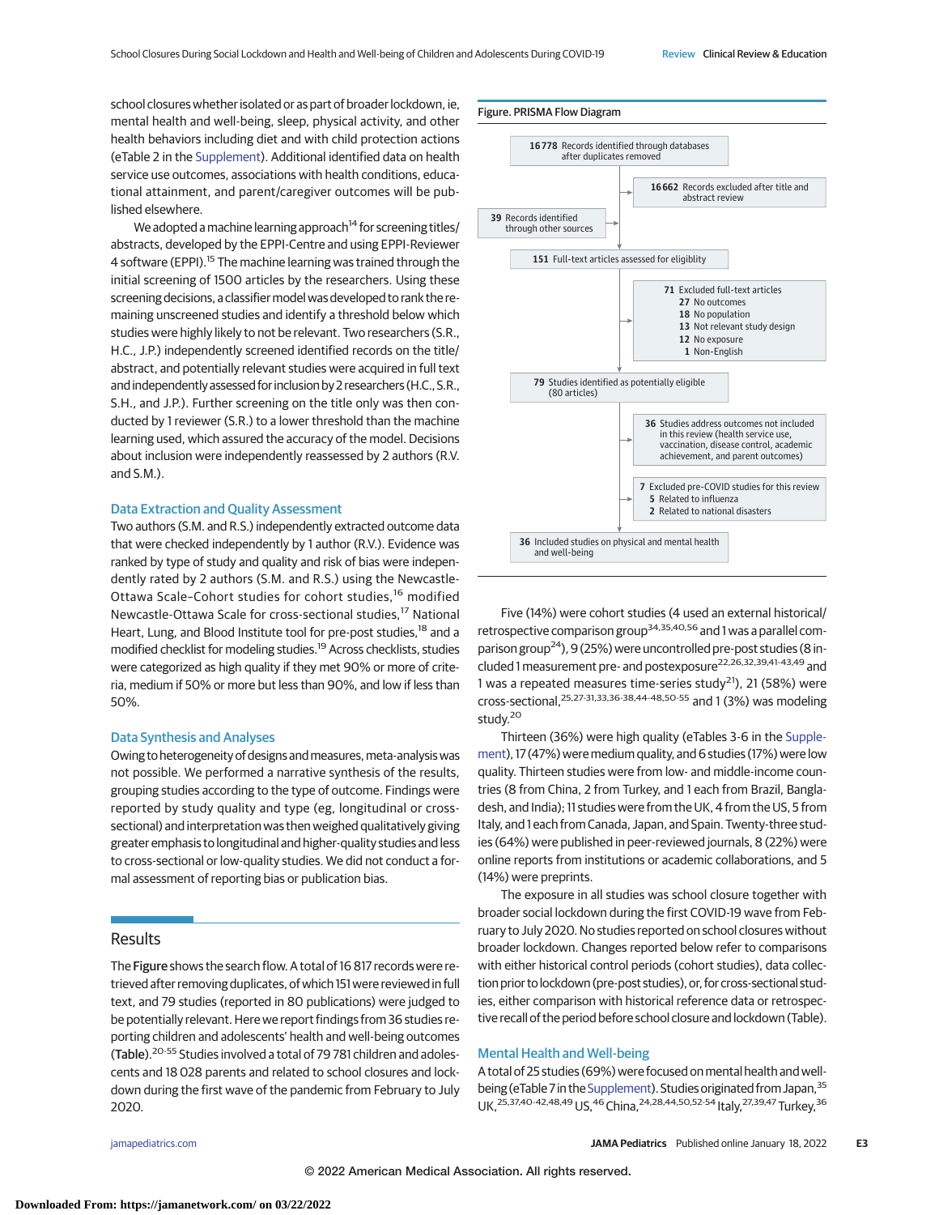school closures whether isolated or as part of broader lockdown, ie, mental health and well-being, sleep, physical activity, and other health behaviors including diet and with child protection actions (eTable 2 in the Supplement). Additional identified data on health service use outcomes, associations with health conditions, educational attainment, and parent/caregiver outcomes will be published elsewhere.

We adopted a machine learning approach[14] for screening titles/abstracts, developed by the EPPI-Centre and using EPPI-Reviewer 4 software (EPPI).[15] The machine learning was trained through the initial screening of 1500 articles by the researchers. Using these screening decisions, a classifier model was developed to rank the remaining unscreened studies and identify a threshold below which studies were highly likely to not be relevant. Two researchers (S.R., H.C., J.P.) independently screened identified records on the title/abstract, and potentially relevant studies were acquired in full text and independently assessed for inclusion by 2 researchers (H.C., S.R., S.H., and J.P.). Further screening on the title only was then conducted by 1 reviewer (S.R.) to a lower threshold than the machine learning used, which assured the accuracy of the model. Decisions about inclusion were independently reassessed by 2 authors (R.V. and S.M.).

### Data Extraction and Quality Assessment

Two authors (S.M. and R.S.) independently extracted outcome data that were checked independently by 1 author (R.V.). Evidence was ranked by type of study and quality and risk of bias were independently rated by 2 authors (S.M. and R.S.) using the Newcastle-Ottawa Scale–Cohort studies for cohort studies,[16] modified Newcastle-Ottawa Scale for cross-sectional studies,[17] National Heart, Lung, and Blood Institute tool for pre-post studies,[18] and a modified checklist for modeling studies.[19] Across checklists, studies were categorized as high quality if they met 90% or more of criteria, medium if 50% or more but less than 90%, and low if less than 50%.

### Data Synthesis and Analyses

Owing to heterogeneity of designs and measures, meta-analysis was not possible. We performed a narrative synthesis of the results, grouping studies according to the type of outcome. Findings were reported by study quality and type (eg, longitudinal or cross-sectional) and interpretation was then weighed qualitatively giving greater emphasis to longitudinal and higher-quality studies and less to cross-sectional or low-quality studies. We did not conduct a formal assessment of reporting bias or publication bias.

## Results

The **Figure** shows the search flow. A total of 16 817 records were retrieved after removing duplicates, of which 151 were reviewed in full text, and 79 studies (reported in 80 publications) were judged to be potentially relevant. Here we report findings from 36 studies reporting children and adolescents' health and well-being outcomes (**Table**).[20-55] Studies involved a total of 79 781 children and adolescents and 18 028 parents and related to school closures and lockdown during the first wave of the pandemic from February to July 2020.

Figure. PRISMA Flow Diagram

- **16 778** Records identified through databases after duplicates removed
  - → **16 662** Records excluded after title and abstract review
- **39** Records identified through other sources
- **151** Full-text articles assessed for eligiblity
  - → **71** Excluded full-text articles
    - **27** No outcomes
    - **18** No population
    - **13** Not relevant study design
    - **12** No exposure
    - **1** Non-English
- **79** Studies identified as potentially eligible (80 articles)
  - → **36** Studies address outcomes not included in this review (health service use, vaccination, disease control, academic achievement, and parent outcomes)
  - → **7** Excluded pre-COVID studies for this review
    - **5** Related to influenza
    - **2** Related to national disasters
- **36** Included studies on physical and mental health and well-being

Five (14%) were cohort studies (4 used an external historical/retrospective comparison group[34,35,40,56] and 1 was a parallel comparison group[24]), 9 (25%) were uncontrolled pre-post studies (8 included 1 measurement pre- and postexposure[22,26,32,39,41-43,49] and 1 was a repeated measures time-series study[21]), 21 (58%) were cross-sectional,[25,27-31,33,36-38,44-48,50-55] and 1 (3%) was modeling study.[20]

Thirteen (36%) were high quality (eTables 3-6 in the Supplement), 17 (47%) were medium quality, and 6 studies (17%) were low quality. Thirteen studies were from low- and middle-income countries (8 from China, 2 from Turkey, and 1 each from Brazil, Bangladesh, and India); 11 studies were from the UK, 4 from the US, 5 from Italy, and 1 each from Canada, Japan, and Spain. Twenty-three studies (64%) were published in peer-reviewed journals, 8 (22%) were online reports from institutions or academic collaborations, and 5 (14%) were preprints.

The exposure in all studies was school closure together with broader social lockdown during the first COVID-19 wave from February to July 2020. No studies reported on school closures without broader lockdown. Changes reported below refer to comparisons with either historical control periods (cohort studies), data collection prior to lockdown (pre-post studies), or, for cross-sectional studies, either comparison with historical reference data or retrospective recall of the period before school closure and lockdown (Table).

### Mental Health and Well-being

A total of 25 studies (69%) were focused on mental health and well-being (eTable 7 in the Supplement). Studies originated from Japan,[35] UK,[25,37,40-42,48,49] US,[46] China,[24,28,44,50,52-54] Italy,[27,39,47] Turkey,[36]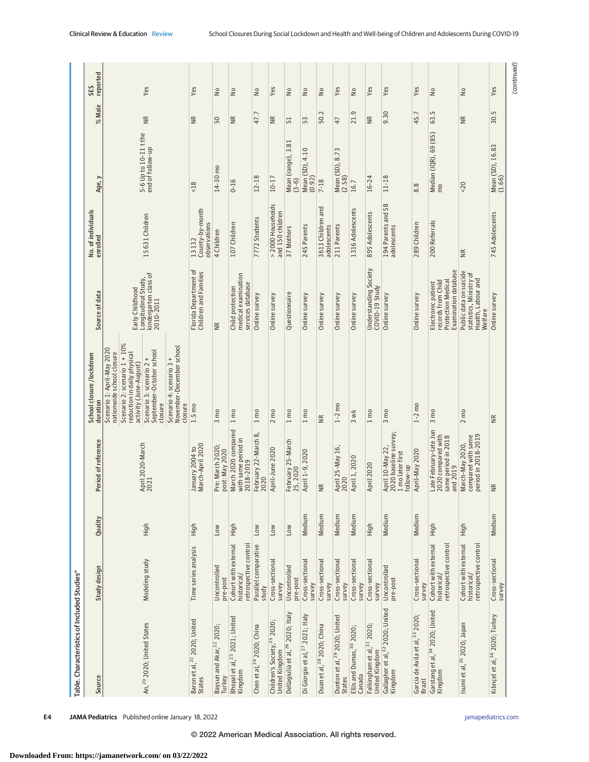Table. Characteristics of Included Studies[a]

| Source | Study design | Quality | Period of reference | School closure /lockdown duration | Source of data | No. of individuals enrolled | Age, y | % Male | SES reported |
|---|---|---|---|---|---|---|---|---|---|
| An,[20] 2020; United States | Modeling study | High | April 2020-March 2021 | Scenario 1: April-May 2020 nationwide school closure | Early Childhood Longitudinal Study, kindergarten class of 2010-2011 | 15 631 Children | 5-6 Up to 10-11 t the end of follow-up | NR | Yes |
| | | | | Scenario 2: scenario 1 + 10% reduction in daily physical activity (June-August) | | | | | |
| | | | | Scenario 3: scenario 2 + September-October school closure | | | | | |
| | | | | Scenario 4: scenario 3 + November-December school closure | | | | | |
| Baron et al,[21] 2020; United States | Time series analysis | High | January 2004 to March-April 2020 | 1.5 mo | Florida Department of Children and Families | 13 132 County-by-month observations | <18 | NR | Yes |
| Baysun and Akar,[22] 2020; Turkey | Uncontrolled pre-post | Low | Pre: March 2020; post: May 2020 | 3 mo | NR | 4 Children | 14-30 mo | 50 | No |
| Bhopal et al,[23] 2021; United Kingdom | Cohort with external historical/ retrospective control | High | March 2020 compared with same period in 2018-2019 | 1 mo | Child protection medical examination services database | 107 Children | 0-16 | NR | No |
| Chen et al,[24] 2020; China | Parallel comparative study | Low | February 22-March 8, 2020 | 1 mo | Online survey | 7772 Students | 12-18 | 47.7 | No |
| Children's Society,[25] 2020; United Kingdom | Cross-sectional survey | Low | April-June 2020 | 2 mo | Online survey | > 2000 Households and 150 children | 10-17 | NR | Yes |
| Dellagiulia et al,[26] 2020; Italy | Uncontrolled pre-post | Low | February 25-March 25, 2020 | 1 mo | Questionnaire | 37 Mothers | Mean (range), 3.81 (3-6) | 51 | No |
| Di Giorgio et al,[27] 2021; Italy | Cross-sectional survey | Medium | April 1-9, 2020 | 1 mo | Online survey | 245 Parents | Mean (SD), 4.10 (0.92) | 53 | No |
| Duan et al,[28] 2020; China | Cross-sectional survey | Medium | NR | NR | Online survey | 3613 Children and adolescents | 7-18 | 50.2 | No |
| Dunton et al,[29] 2020; United States | Cross-sectional survey | Medium | April 25-May 16, 2020 | 1-2 mo | Online survey | 211 Parents | Mean (SD), 8.73 (2.58) | 47 | Yes |
| Ellis and Dumas,[30] 2020; Canada | Cross-sectional survey | Medium | April 1, 2020 | 3 wk | Online survey | 1316 Adolescents | 16.7 | 21.9 | No |
| Falkingham et al,[31] 2020; United Kingdom | Cross-sectional survey | High | April 2020 | 1 mo | Understanding Society COVID-19 Study | 895 Adolescents | 16-24 | NR | Yes |
| Gallagher et al,[32] 2020; United Kingdom | Uncontrolled pre-post | Medium | April 10-May 22, 2020 baseline survey; 1 mo later first follow-up | 3 mo | Online survey | 194 Parents and 58 adolescents | 11-18 | 9.30 | Yes |
| García de Ávila et al,[33] 2020; Brazil | Cross-sectional survey | Medium | April-May 2020 | 1-2 mo | Online survey | 289 Children | 8.8 | 45.7 | Yes |
| Garstang et al,[34] 2020; United Kingdom | Cohort with external historical/ retrospective control | High | Late February-late Jun 2020 compared with same period in 2018 and 2019 | 3 mo | Electronic patient records from Child Protection Medical Examination database | 200 Referrals | Median (IQR), 69 (85) mo | 63.5 | No |
| Isumi et al,[35] 2020; Japan | Cohort with external historical/ retrospective control | High | March-May 2020, compared with same period in 2018-2019 | 2 mo | Public data on suicide statistics, Ministry of Health, Labour and Welfare | NR | <20 | NR | No |
| Kılınçel et al,[36] 2020; Turkey | Cross-sectional survey | Medium | NR | NR | Online survey | 745 Adolescents | Mean (SD), 16.83 (1.66) | 30.5 | Yes |

(continued)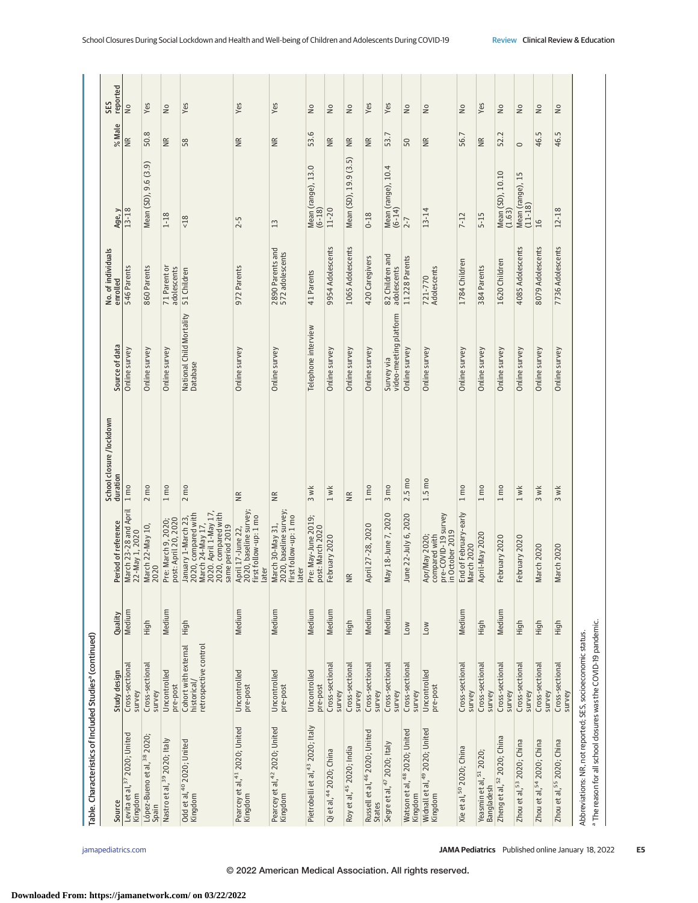Table. Characteristics of Included Studies[a] (continued)

| Source | Study design | Quality | Period of reference | School closure/lockdown duration | Source of data | No. of individuals enrolled | Age, y | % Male | SES reported |
|---|---|---|---|---|---|---|---|---|---|
| Levita et al,[37] 2020; United Kingdom | Cross-sectional survey | Medium | March 23-28 and April 22-May 1, 2020 | 1 mo | Online survey | 546 Parents | 13-18 | NR | No |
| López-Bueno et al,[38] 2020; Spain | Cross-sectional survey | High | March 22-May 10, 2020 | 2 mo | Online survey | 860 Parents | Mean (SD), 9.6 (3.9) | 50.8 | Yes |
| Nastro et al,[39] 2020; Italy | Uncontrolled pre-post | Medium | Pre: March 9, 2020; post: April 20, 2020 | 1 mo | Online survey | 71 Parent or adolescents | 1-18 | NR | No |
| Odd et al,[40] 2020; United Kingdom | Cohort with external historical/retrospective control | High | January 1-March 23, 2020, compared with March 24-May 17, 2020. April 1-May 17, 2020, compared with same period 2019 | 2 mo | National Child Mortality Database | 51 Children | <18 | 58 | Yes |
| Pearcey et al,[41] 2020; United Kingdom | Uncontrolled pre-post | Medium | April 17-June 22, 2020, baseline survey; first follow-up: 1 mo later | NR | Online survey | 972 Parents | 2-5 | NR | Yes |
| Pearcey et al,[42] 2020; United Kingdom | Uncontrolled pre-post | Medium | March 30-May 31, 2020, baseline survey; first follow-up: 1 mo later | NR | Online survey | 2890 Parents and 572 adolescents | 13 | NR | Yes |
| Pietrobelli et al,[43] 2020; Italy | Uncontrolled pre-post | Medium | Pre: May-June 2019; post: March 2020 | 3 wk | Telephone interview | 41 Parents | Mean (range), 13.0 (6-18) | 53.6 | No |
| Qi et al,[44] 2020; China | Cross-sectional survey | Medium | February 2020 | 1 wk | Online survey | 9954 Adolescents | 11-20 | NR | No |
| Roy et al,[45] 2020; India | Cross-sectional survey | High | NR | NR | Online survey | 1065 Adolescents | Mean (SD), 19.9 (3.5) | NR | No |
| Russell et al,[46] 2020; United States | Cross-sectional survey | Medium | April 27-28, 2020 | 1 mo | Online survey | 420 Caregivers | 0-18 | NR | Yes |
| Segre et al,[47] 2020; Italy | Cross-sectional survey | Medium | May 18-June 7, 2020 | 3 mo | Survey via video-meeting platform | 82 Children and adolescents | Mean (range), 10.4 (6-14) | 53.7 | Yes |
| Watson et al,[48] 2020; United Kingdom | Cross-sectional survey | Low | June 22-July 6, 2020 | 2.5 mo | Online survey | 11 228 Parents | 2-7 | 50 | No |
| Widnall et al,[49] 2020; United Kingdom | Uncontrolled pre-post | Low | Apr/May 2020; compared with pre-COVID-19 survey in October 2019 | 1.5 mo | Online survey | 721-770 Adolescents | 13-14 | NR | No |
| Xie et al,[50] 2020; China | Cross-sectional survey | Medium | End of February-early March 2020 | 1 mo | Online survey | 1784 Children | 7-12 | 56.7 | No |
| Yeasmin et al,[51] 2020; Bangladesh | Cross-sectional survey | High | April-May 2020 | 1 mo | Online survey | 384 Parents | 5-15 | NR | Yes |
| Zheng et al,[52] 2020; China | Cross-sectional survey | Medium | February 2020 | 1 mo | Online survey | 1620 Children | Mean (SD), 10.10 (1.63) | 52.2 | No |
| Zhou et al,[53] 2020; China | Cross-sectional survey | High | February 2020 | 1 wk | Online survey | 4085 Adolescents | Mean (range), 15 (11-18) | 0 | No |
| Zhou et al,[54] 2020; China | Cross-sectional survey | High | March 2020 | 3 wk | Online survey | 8079 Adolescents | 16 | 46.5 | No |
| Zhou et al,[55] 2020; China | Cross-sectional survey | High | March 2020 | 3 wk | Online survey | 7736 Adolescents | 12-18 | 46.5 | No |

Abbreviations: NR, not reported; SES, socioeconomic status.

[a] The reason for all school closures was the COVID-19 pandemic.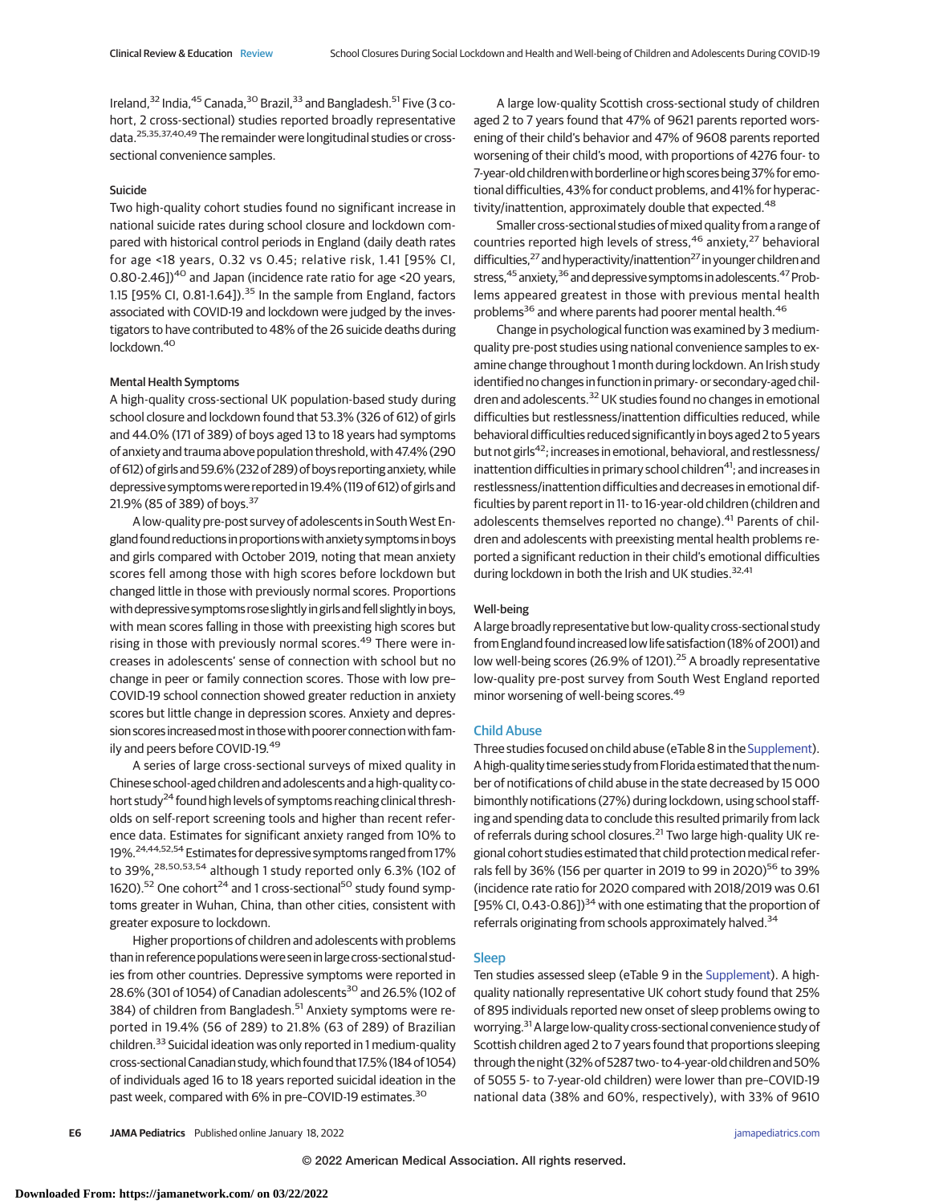Ireland,[32] India,[45] Canada,[30] Brazil,[33] and Bangladesh.[51] Five (3 cohort, 2 cross-sectional) studies reported broadly representative data.[25,35,37,40,49] The remainder were longitudinal studies or cross-sectional convenience samples.

#### Suicide

Two high-quality cohort studies found no significant increase in national suicide rates during school closure and lockdown compared with historical control periods in England (daily death rates for age <18 years, 0.32 vs 0.45; relative risk, 1.41 [95% CI, 0.80-2.46])[40] and Japan (incidence rate ratio for age <20 years, 1.15 [95% CI, 0.81-1.64]).[35] In the sample from England, factors associated with COVID-19 and lockdown were judged by the investigators to have contributed to 48% of the 26 suicide deaths during lockdown.[40]

#### Mental Health Symptoms

A high-quality cross-sectional UK population-based study during school closure and lockdown found that 53.3% (326 of 612) of girls and 44.0% (171 of 389) of boys aged 13 to 18 years had symptoms of anxiety and trauma above population threshold, with 47.4% (290 of 612) of girls and 59.6% (232 of 289) of boys reporting anxiety, while depressive symptoms were reported in 19.4% (119 of 612) of girls and 21.9% (85 of 389) of boys.[37]

A low-quality pre-post survey of adolescents in South West England found reductions in proportions with anxiety symptoms in boys and girls compared with October 2019, noting that mean anxiety scores fell among those with high scores before lockdown but changed little in those with previously normal scores. Proportions with depressive symptoms rose slightly in girls and fell slightly in boys, with mean scores falling in those with preexisting high scores but rising in those with previously normal scores.[49] There were increases in adolescents' sense of connection with school but no change in peer or family connection scores. Those with low pre–COVID-19 school connection showed greater reduction in anxiety scores but little change in depression scores. Anxiety and depression scores increased most in those with poorer connection with family and peers before COVID-19.[49]

A series of large cross-sectional surveys of mixed quality in Chinese school-aged children and adolescents and a high-quality cohort study[24] found high levels of symptoms reaching clinical thresholds on self-report screening tools and higher than recent reference data. Estimates for significant anxiety ranged from 10% to 19%.[24,44,52,54] Estimates for depressive symptoms ranged from 17% to 39%,[28,50,53,54] although 1 study reported only 6.3% (102 of 1620).[52] One cohort[24] and 1 cross-sectional[50] study found symptoms greater in Wuhan, China, than other cities, consistent with greater exposure to lockdown.

Higher proportions of children and adolescents with problems than in reference populations were seen in large cross-sectional studies from other countries. Depressive symptoms were reported in 28.6% (301 of 1054) of Canadian adolescents[30] and 26.5% (102 of 384) of children from Bangladesh.[51] Anxiety symptoms were reported in 19.4% (56 of 289) to 21.8% (63 of 289) of Brazilian children.[33] Suicidal ideation was only reported in 1 medium-quality cross-sectional Canadian study, which found that 17.5% (184 of 1054) of individuals aged 16 to 18 years reported suicidal ideation in the past week, compared with 6% in pre–COVID-19 estimates.[30]

A large low-quality Scottish cross-sectional study of children aged 2 to 7 years found that 47% of 9621 parents reported worsening of their child's behavior and 47% of 9608 parents reported worsening of their child's mood, with proportions of 4276 four- to 7-year-old children with borderline or high scores being 37% for emotional difficulties, 43% for conduct problems, and 41% for hyperactivity/inattention, approximately double that expected.[48]

Smaller cross-sectional studies of mixed quality from a range of countries reported high levels of stress,[46] anxiety,[27] behavioral difficulties,[27] and hyperactivity/inattention[27] in younger children and stress,[45] anxiety,[36] and depressive symptoms in adolescents.[47] Problems appeared greatest in those with previous mental health problems[36] and where parents had poorer mental health.[46]

Change in psychological function was examined by 3 medium-quality pre-post studies using national convenience samples to examine change throughout 1 month during lockdown. An Irish study identified no changes in function in primary- or secondary-aged children and adolescents.[32] UK studies found no changes in emotional difficulties but restlessness/inattention difficulties reduced, while behavioral difficulties reduced significantly in boys aged 2 to 5 years but not girls[42]; increases in emotional, behavioral, and restlessness/inattention difficulties in primary school children[41]; and increases in restlessness/inattention difficulties and decreases in emotional difficulties by parent report in 11- to 16-year-old children (children and adolescents themselves reported no change).[41] Parents of children and adolescents with preexisting mental health problems reported a significant reduction in their child's emotional difficulties during lockdown in both the Irish and UK studies.[32,41]

#### Well-being

A large broadly representative but low-quality cross-sectional study from England found increased low life satisfaction (18% of 2001) and low well-being scores (26.9% of 1201).[25] A broadly representative low-quality pre-post survey from South West England reported minor worsening of well-being scores.[49]

### Child Abuse

Three studies focused on child abuse (eTable 8 in the Supplement). A high-quality time series study from Florida estimated that the number of notifications of child abuse in the state decreased by 15 000 bimonthly notifications (27%) during lockdown, using school staffing and spending data to conclude this resulted primarily from lack of referrals during school closures.[21] Two large high-quality UK regional cohort studies estimated that child protection medical referrals fell by 36% (156 per quarter in 2019 to 99 in 2020)[56] to 39% (incidence rate ratio for 2020 compared with 2018/2019 was 0.61 [95% CI, 0.43-0.86])[34] with one estimating that the proportion of referrals originating from schools approximately halved.[34]

### Sleep

Ten studies assessed sleep (eTable 9 in the Supplement). A high-quality nationally representative UK cohort study found that 25% of 895 individuals reported new onset of sleep problems owing to worrying.[31] A large low-quality cross-sectional convenience study of Scottish children aged 2 to 7 years found that proportions sleeping through the night (32% of 5287 two- to 4-year-old children and 50% of 5055 5- to 7-year-old children) were lower than pre–COVID-19 national data (38% and 60%, respectively), with 33% of 9610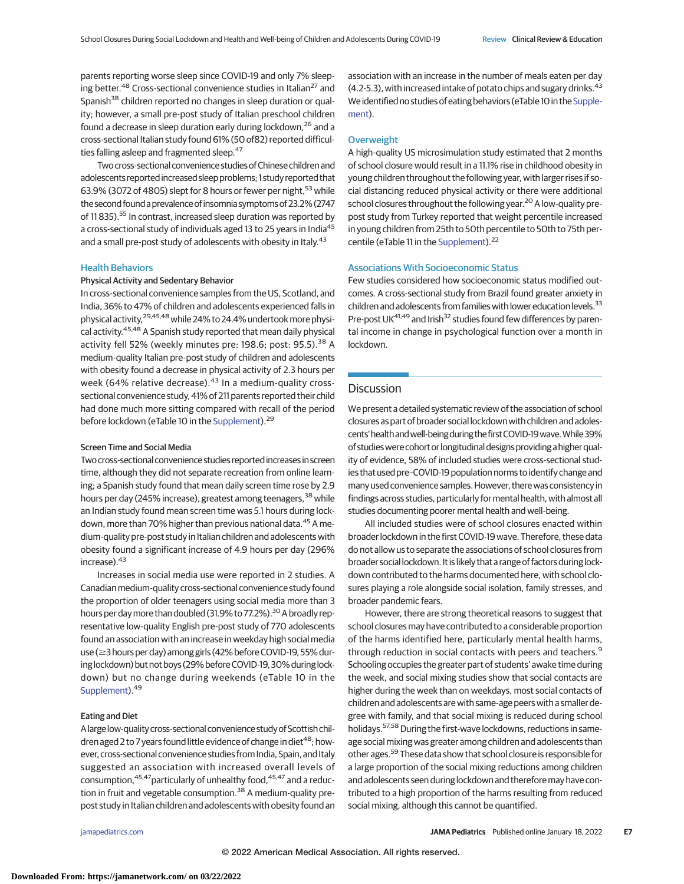parents reporting worse sleep since COVID-19 and only 7% sleeping better.[48] Cross-sectional convenience studies in Italian[27] and Spanish[38] children reported no changes in sleep duration or quality; however, a small pre-post study of Italian preschool children found a decrease in sleep duration early during lockdown,[26] and a cross-sectional Italian study found 61% (50 of82) reported difficulties falling asleep and fragmented sleep.[47]

Two cross-sectional convenience studies of Chinese children and adolescents reported increased sleep problems; 1 study reported that 63.9% (3072 of 4805) slept for 8 hours or fewer per night,[53] while the second found a prevalence of insomnia symptoms of 23.2% (2747 of 11 835).[55] In contrast, increased sleep duration was reported by a cross-sectional study of individuals aged 13 to 25 years in India[45] and a small pre-post study of adolescents with obesity in Italy.[43]

## Health Behaviors

### Physical Activity and Sedentary Behavior

In cross-sectional convenience samples from the US, Scotland, and India, 36% to 47% of children and adolescents experienced falls in physical activity,[29,45,48] while 24% to 24.4% undertook more physical activity.[45,48] A Spanish study reported that mean daily physical activity fell 52% (weekly minutes pre: 198.6; post: 95.5).[38] A medium-quality Italian pre-post study of children and adolescents with obesity found a decrease in physical activity of 2.3 hours per week (64% relative decrease).[43] In a medium-quality cross-sectional convenience study, 41% of 211 parents reported their child had done much more sitting compared with recall of the period before lockdown (eTable 10 in the Supplement).[29]

### Screen Time and Social Media

Two cross-sectional convenience studies reported increases in screen time, although they did not separate recreation from online learning; a Spanish study found that mean daily screen time rose by 2.9 hours per day (245% increase), greatest among teenagers,[38] while an Indian study found mean screen time was 5.1 hours during lockdown, more than 70% higher than previous national data.[45] A medium-quality pre-post study in Italian children and adolescents with obesity found a significant increase of 4.9 hours per day (296% increase).[43]

Increases in social media use were reported in 2 studies. A Canadian medium-quality cross-sectional convenience study found the proportion of older teenagers using social media more than 3 hours per day more than doubled (31.9% to 77.2%).[30] A broadly representative low-quality English pre-post study of 770 adolescents found an association with an increase in weekday high social media use (≥3 hours per day) among girls (42% before COVID-19, 55% during lockdown) but not boys (29% before COVID-19, 30% during lockdown) but no change during weekends (eTable 10 in the Supplement).[49]

### Eating and Diet

A large low-quality cross-sectional convenience study of Scottish children aged 2 to 7 years found little evidence of change in diet[48]; however, cross-sectional convenience studies from India, Spain, and Italy suggested an association with increased overall levels of consumption,[45,47] particularly of unhealthy food,[45,47] and a reduction in fruit and vegetable consumption.[38] A medium-quality pre-post study in Italian children and adolescents with obesity found an association with an increase in the number of meals eaten per day (4.2-5.3), with increased intake of potato chips and sugary drinks.[43] We identified no studies of eating behaviors (eTable 10 in the Supplement).

## Overweight

A high-quality US microsimulation study estimated that 2 months of school closure would result in a 11.1% rise in childhood obesity in young children throughout the following year, with larger rises if social distancing reduced physical activity or there were additional school closures throughout the following year.[20] A low-quality pre-post study from Turkey reported that weight percentile increased in young children from 25th to 50th percentile to 50th to 75th percentile (eTable 11 in the Supplement).[22]

## Associations With Socioeconomic Status

Few studies considered how socioeconomic status modified outcomes. A cross-sectional study from Brazil found greater anxiety in children and adolescents from families with lower education levels.[33] Pre-post UK[41,49] and Irish[32] studies found few differences by parental income in change in psychological function over a month in lockdown.

# Discussion

We present a detailed systematic review of the association of school closures as part of broader social lockdown with children and adolescents' health and well-being during the first COVID-19 wave. While 39% of studies were cohort or longitudinal designs providing a higher quality of evidence, 58% of included studies were cross-sectional studies that used pre–COVID-19 population norms to identify change and many used convenience samples. However, there was consistency in findings across studies, particularly for mental health, with almost all studies documenting poorer mental health and well-being.

All included studies were of school closures enacted within broader lockdown in the first COVID-19 wave. Therefore, these data do not allow us to separate the associations of school closures from broader social lockdown. It is likely that a range of factors during lockdown contributed to the harms documented here, with school closures playing a role alongside social isolation, family stresses, and broader pandemic fears.

However, there are strong theoretical reasons to suggest that school closures may have contributed to a considerable proportion of the harms identified here, particularly mental health harms, through reduction in social contacts with peers and teachers.[9] Schooling occupies the greater part of students' awake time during the week, and social mixing studies show that social contacts are higher during the week than on weekdays, most social contacts of children and adolescents are with same-age peers with a smaller degree with family, and that social mixing is reduced during school holidays.[57,58] During the first-wave lockdowns, reductions in same-age social mixing was greater among children and adolescents than other ages.[59] These data show that school closure is responsible for a large proportion of the social mixing reductions among children and adolescents seen during lockdown and therefore may have contributed to a high proportion of the harms resulting from reduced social mixing, although this cannot be quantified.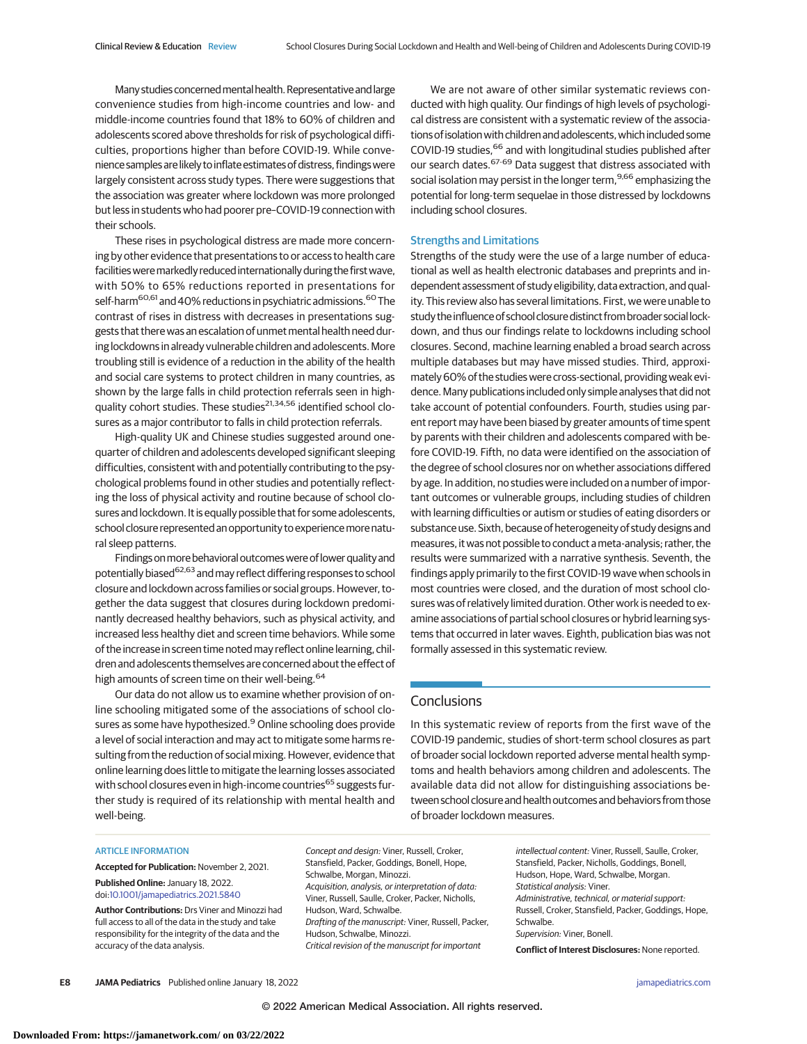Many studies concerned mental health. Representative and large convenience studies from high-income countries and low- and middle-income countries found that 18% to 60% of children and adolescents scored above thresholds for risk of psychological difficulties, proportions higher than before COVID-19. While convenience samples are likely to inflate estimates of distress, findings were largely consistent across study types. There were suggestions that the association was greater where lockdown was more prolonged but less in students who had poorer pre–COVID-19 connection with their schools.

These rises in psychological distress are made more concerning by other evidence that presentations to or access to health care facilities were markedly reduced internationally during the first wave, with 50% to 65% reductions reported in presentations for self-harm[60,61] and 40% reductions in psychiatric admissions.[60] The contrast of rises in distress with decreases in presentations suggests that there was an escalation of unmet mental health need during lockdowns in already vulnerable children and adolescents. More troubling still is evidence of a reduction in the ability of the health and social care systems to protect children in many countries, as shown by the large falls in child protection referrals seen in high-quality cohort studies. These studies[21,34,56] identified school closures as a major contributor to falls in child protection referrals.

High-quality UK and Chinese studies suggested around one-quarter of children and adolescents developed significant sleeping difficulties, consistent with and potentially contributing to the psychological problems found in other studies and potentially reflecting the loss of physical activity and routine because of school closures and lockdown. It is equally possible that for some adolescents, school closure represented an opportunity to experience more natural sleep patterns.

Findings on more behavioral outcomes were of lower quality and potentially biased[62,63] and may reflect differing responses to school closure and lockdown across families or social groups. However, together the data suggest that closures during lockdown predominantly decreased healthy behaviors, such as physical activity, and increased less healthy diet and screen time behaviors. While some of the increase in screen time noted may reflect online learning, children and adolescents themselves are concerned about the effect of high amounts of screen time on their well-being.[64]

Our data do not allow us to examine whether provision of online schooling mitigated some of the associations of school closures as some have hypothesized.[9] Online schooling does provide a level of social interaction and may act to mitigate some harms resulting from the reduction of social mixing. However, evidence that online learning does little to mitigate the learning losses associated with school closures even in high-income countries[65] suggests further study is required of its relationship with mental health and well-being.

We are not aware of other similar systematic reviews conducted with high quality. Our findings of high levels of psychological distress are consistent with a systematic review of the associations of isolation with children and adolescents, which included some COVID-19 studies,[66] and with longitudinal studies published after our search dates.[67-69] Data suggest that distress associated with social isolation may persist in the longer term,[9,66] emphasizing the potential for long-term sequelae in those distressed by lockdowns including school closures.

## Strengths and Limitations

Strengths of the study were the use of a large number of educational as well as health electronic databases and preprints and independent assessment of study eligibility, data extraction, and quality. This review also has several limitations. First, we were unable to study the influence of school closure distinct from broader social lockdown, and thus our findings relate to lockdowns including school closures. Second, machine learning enabled a broad search across multiple databases but may have missed studies. Third, approximately 60% of the studies were cross-sectional, providing weak evidence. Many publications included only simple analyses that did not take account of potential confounders. Fourth, studies using parent report may have been biased by greater amounts of time spent by parents with their children and adolescents compared with before COVID-19. Fifth, no data were identified on the association of the degree of school closures nor on whether associations differed by age. In addition, no studies were included on a number of important outcomes or vulnerable groups, including studies of children with learning difficulties or autism or studies of eating disorders or substance use. Sixth, because of heterogeneity of study designs and measures, it was not possible to conduct a meta-analysis; rather, the results were summarized with a narrative synthesis. Seventh, the findings apply primarily to the first COVID-19 wave when schools in most countries were closed, and the duration of most school closures was of relatively limited duration. Other work is needed to examine associations of partial school closures or hybrid learning systems that occurred in later waves. Eighth, publication bias was not formally assessed in this systematic review.

# Conclusions

In this systematic review of reports from the first wave of the COVID-19 pandemic, studies of short-term school closures as part of broader social lockdown reported adverse mental health symptoms and health behaviors among children and adolescents. The available data did not allow for distinguishing associations between school closure and health outcomes and behaviors from those of broader lockdown measures.

ARTICLE INFORMATION

**Accepted for Publication:** November 2, 2021.

**Published Online:** January 18, 2022. doi:10.1001/jamapediatrics.2021.5840

**Author Contributions:** Drs Viner and Minozzi had full access to all of the data in the study and take responsibility for the integrity of the data and the accuracy of the data analysis.

*Concept and design:* Viner, Russell, Croker, Stansfield, Packer, Goddings, Bonell, Hope, Schwalbe, Morgan, Minozzi.

*Acquisition, analysis, or interpretation of data:* Viner, Russell, Saulle, Croker, Packer, Nicholls, Hudson, Ward, Schwalbe.

*Drafting of the manuscript:* Viner, Russell, Packer, Hudson, Schwalbe, Minozzi.

*Critical revision of the manuscript for important intellectual content:* Viner, Russell, Saulle, Croker, Stansfield, Packer, Nicholls, Goddings, Bonell, Hudson, Hope, Ward, Schwalbe, Morgan.

*Statistical analysis:* Viner.

*Administrative, technical, or material support:* Russell, Croker, Stansfield, Packer, Goddings, Hope, Schwalbe.

*Supervision:* Viner, Bonell.

**Conflict of Interest Disclosures:** None reported.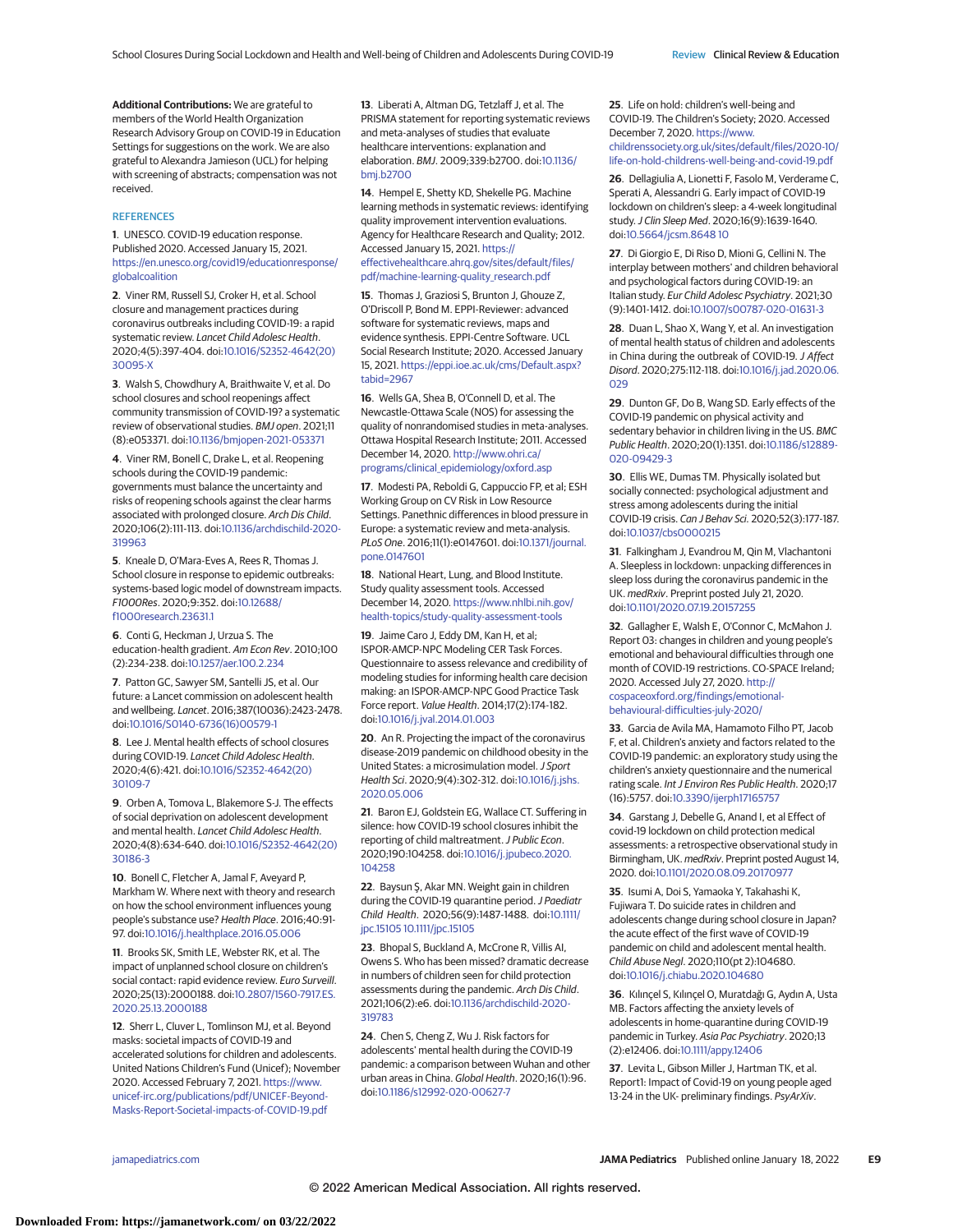**Additional Contributions:** We are grateful to members of the World Health Organization Research Advisory Group on COVID-19 in Education Settings for suggestions on the work. We are also grateful to Alexandra Jamieson (UCL) for helping with screening of abstracts; compensation was not received.

## REFERENCES

1. UNESCO. COVID-19 education response. Published 2020. Accessed January 15, 2021. https://en.unesco.org/covid19/educationresponse/globalcoalition

2. Viner RM, Russell SJ, Croker H, et al. School closure and management practices during coronavirus outbreaks including COVID-19: a rapid systematic review. *Lancet Child Adolesc Health*. 2020;4(5):397-404. doi:10.1016/S2352-4642(20)30095-X

3. Walsh S, Chowdhury A, Braithwaite V, et al. Do school closures and school reopenings affect community transmission of COVID-19? a systematic review of observational studies. *BMJ open*. 2021;11(8):e053371. doi:10.1136/bmjopen-2021-053371

4. Viner RM, Bonell C, Drake L, et al. Reopening schools during the COVID-19 pandemic: governments must balance the uncertainty and risks of reopening schools against the clear harms associated with prolonged closure. *Arch Dis Child*. 2020;106(2):111-113. doi:10.1136/archdischild-2020-319963

5. Kneale D, O'Mara-Eves A, Rees R, Thomas J. School closure in response to epidemic outbreaks: systems-based logic model of downstream impacts. *F1000Res*. 2020;9:352. doi:10.12688/f1000research.23631.1

6. Conti G, Heckman J, Urzua S. The education-health gradient. *Am Econ Rev*. 2010;100(2):234-238. doi:10.1257/aer.100.2.234

7. Patton GC, Sawyer SM, Santelli JS, et al. Our future: a Lancet commission on adolescent health and wellbeing. *Lancet*. 2016;387(10036):2423-2478. doi:10.1016/S0140-6736(16)00579-1

8. Lee J. Mental health effects of school closures during COVID-19. *Lancet Child Adolesc Health*. 2020;4(6):421. doi:10.1016/S2352-4642(20)30109-7

9. Orben A, Tomova L, Blakemore S-J. The effects of social deprivation on adolescent development and mental health. *Lancet Child Adolesc Health*. 2020;4(8):634-640. doi:10.1016/S2352-4642(20)30186-3

10. Bonell C, Fletcher A, Jamal F, Aveyard P, Markham W. Where next with theory and research on how the school environment influences young people's substance use? *Health Place*. 2016;40:91-97. doi:10.1016/j.healthplace.2016.05.006

11. Brooks SK, Smith LE, Webster RK, et al. The impact of unplanned school closure on children's social contact: rapid evidence review. *Euro Surveill*. 2020;25(13):2000188. doi:10.2807/1560-7917.ES.2020.25.13.2000188

12. Sherr L, Cluver L, Tomlinson MJ, et al. Beyond masks: societal impacts of COVID-19 and accelerated solutions for children and adolescents. United Nations Children's Fund (Unicef); November 2020. Accessed February 7, 2021. https://www.unicef-irc.org/publications/pdf/UNICEF-Beyond-Masks-Report-Societal-impacts-of-COVID-19.pdf

13. Liberati A, Altman DG, Tetzlaff J, et al. The PRISMA statement for reporting systematic reviews and meta-analyses of studies that evaluate healthcare interventions: explanation and elaboration. *BMJ*. 2009;339:b2700. doi:10.1136/bmj.b2700

14. Hempel E, Shetty KD, Shekelle PG. Machine learning methods in systematic reviews: identifying quality improvement intervention evaluations. Agency for Healthcare Research and Quality; 2012. Accessed January 15, 2021. https://effectivehealthcare.ahrq.gov/sites/default/files/pdf/machine-learning-quality_research.pdf

15. Thomas J, Graziosi S, Brunton J, Ghouze Z, O'Driscoll P, Bond M. EPPI-Reviewer: advanced software for systematic reviews, maps and evidence synthesis. EPPI-Centre Software. UCL Social Research Institute; 2020. Accessed January 15, 2021. https://eppi.ioe.ac.uk/cms/Default.aspx?tabid=2967

16. Wells GA, Shea B, O'Connell D, et al. The Newcastle-Ottawa Scale (NOS) for assessing the quality of nonrandomised studies in meta-analyses. Ottawa Hospital Research Institute; 2011. Accessed December 14, 2020. http://www.ohri.ca/programs/clinical_epidemiology/oxford.asp

17. Modesti PA, Reboldi G, Cappuccio FP, et al; ESH Working Group on CV Risk in Low Resource Settings. Panethnic differences in blood pressure in Europe: a systematic review and meta-analysis. *PLoS One*. 2016;11(1):e0147601. doi:10.1371/journal.pone.0147601

18. National Heart, Lung, and Blood Institute. Study quality assessment tools. Accessed December 14, 2020. https://www.nhlbi.nih.gov/health-topics/study-quality-assessment-tools

19. Jaime Caro J, Eddy DM, Kan H, et al; ISPOR-AMCP-NPC Modeling CER Task Forces. Questionnaire to assess relevance and credibility of modeling studies for informing health care decision making: an ISPOR-AMCP-NPC Good Practice Task Force report. *Value Health*. 2014;17(2):174-182. doi:10.1016/j.jval.2014.01.003

20. An R. Projecting the impact of the coronavirus disease-2019 pandemic on childhood obesity in the United States: a microsimulation model. *J Sport Health Sci*. 2020;9(4):302-312. doi:10.1016/j.jshs.2020.05.006

21. Baron EJ, Goldstein EG, Wallace CT. Suffering in silence: how COVID-19 school closures inhibit the reporting of child maltreatment. *J Public Econ*. 2020;190:104258. doi:10.1016/j.jpubeco.2020.104258

22. Baysun Ş, Akar MN. Weight gain in children during the COVID-19 quarantine period. *J Paediatr Child Health*. 2020;56(9):1487-1488. doi:10.1111/jpc.15105 10.1111/jpc.15105

23. Bhopal S, Buckland A, McCrone R, Villis AI, Owens S. Who has been missed? dramatic decrease in numbers of children seen for child protection assessments during the pandemic. *Arch Dis Child*. 2021;106(2):e6. doi:10.1136/archdischild-2020-319783

24. Chen S, Cheng Z, Wu J. Risk factors for adolescents' mental health during the COVID-19 pandemic: a comparison between Wuhan and other urban areas in China. *Global Health*. 2020;16(1):96. doi:10.1186/s12992-020-00627-7

25. Life on hold: children's well-being and COVID-19. The Children's Society; 2020. Accessed December 7, 2020. https://www.childrenssociety.org.uk/sites/default/files/2020-10/life-on-hold-childrens-well-being-and-covid-19.pdf

26. Dellagiulia A, Lionetti F, Fasolo M, Verderame C, Sperati A, Alessandri G. Early impact of COVID-19 lockdown on children's sleep: a 4-week longitudinal study. *J Clin Sleep Med*. 2020;16(9):1639-1640. doi:10.5664/jcsm.8648 10

27. Di Giorgio E, Di Riso D, Mioni G, Cellini N. The interplay between mothers' and children behavioral and psychological factors during COVID-19: an Italian study. *Eur Child Adolesc Psychiatry*. 2021;30(9):1401-1412. doi:10.1007/s00787-020-01631-3

28. Duan L, Shao X, Wang Y, et al. An investigation of mental health status of children and adolescents in China during the outbreak of COVID-19. *J Affect Disord*. 2020;275:112-118. doi:10.1016/j.jad.2020.06.029

29. Dunton GF, Do B, Wang SD. Early effects of the COVID-19 pandemic on physical activity and sedentary behavior in children living in the US. *BMC Public Health*. 2020;20(1):1351. doi:10.1186/s12889-020-09429-3

30. Ellis WE, Dumas TM. Physically isolated but socially connected: psychological adjustment and stress among adolescents during the initial COVID-19 crisis. *Can J Behav Sci*. 2020;52(3):177-187. doi:10.1037/cbs0000215

31. Falkingham J, Evandrou M, Qin M, Vlachantoni A. Sleepless in lockdown: unpacking differences in sleep loss during the coronavirus pandemic in the UK. *medRxiv*. Preprint posted July 21, 2020. doi:10.1101/2020.07.19.20157255

32. Gallagher E, Walsh E, O'Connor C, McMahon J. Report 03: changes in children and young people's emotional and behavioural difficulties through one month of COVID-19 restrictions. CO-SPACE Ireland; 2020. Accessed July 27, 2020. http://cospaceoxford.org/findings/emotional-behavioural-difficulties-july-2020/

33. Garcia de Avila MA, Hamamoto Filho PT, Jacob F, et al. Children's anxiety and factors related to the COVID-19 pandemic: an exploratory study using the children's anxiety questionnaire and the numerical rating scale. *Int J Environ Res Public Health*. 2020;17(16):5757. doi:10.3390/ijerph17165757

34. Garstang J, Debelle G, Anand I, et al Effect of covid-19 lockdown on child protection medical assessments: a retrospective observational study in Birmingham, UK. *medRxiv*. Preprint posted August 14, 2020. doi:10.1101/2020.08.09.20170977

35. Isumi A, Doi S, Yamaoka Y, Takahashi K, Fujiwara T. Do suicide rates in children and adolescents change during school closure in Japan? the acute effect of the first wave of COVID-19 pandemic on child and adolescent mental health. *Child Abuse Negl*. 2020;110(pt 2):104680. doi:10.1016/j.chiabu.2020.104680

36. Kılınçel S, Kılınçel O, Muratdağı G, Aydın A, Usta MB. Factors affecting the anxiety levels of adolescents in home-quarantine during COVID-19 pandemic in Turkey. *Asia Pac Psychiatry*. 2020;13(2):e12406. doi:10.1111/appy.12406

37. Levita L, Gibson Miller J, Hartman TK, et al. Report1: Impact of Covid-19 on young people aged 13-24 in the UK- preliminary findings. *PsyArXiv*.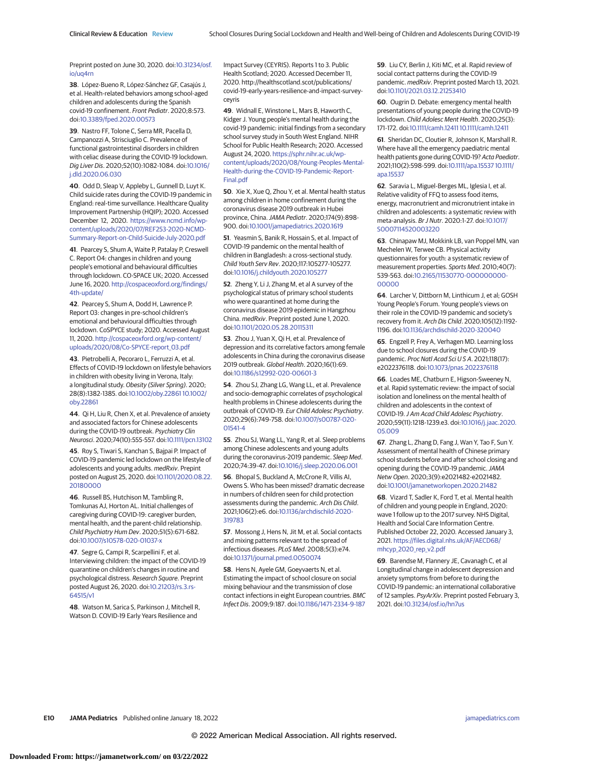Preprint posted on June 30, 2020. doi:10.31234/osf.io/uq4rn

**38**. López-Bueno R, López-Sánchez GF, Casajús J, et al. Health-related behaviors among school-aged children and adolescents during the Spanish covid-19 confinement. *Front Pediatr*. 2020;8:573. doi:10.3389/fped.2020.00573

**39**. Nastro FF, Tolone C, Serra MR, Pacella D, Campanozzi A, Strisciuglio C. Prevalence of functional gastrointestinal disorders in children with celiac disease during the COVID-19 lockdown. *Dig Liver Dis*. 2020;52(10):1082-1084. doi:10.1016/j.dld.2020.06.030

**40**. Odd D, Sleap V, Appleby L, Gunnell D, Luyt K. Child suicide rates during the COVID-19 pandemic in England: real-time surveillance. Healthcare Quality Improvement Partnership (HQIP); 2020. Accessed December 12, 2020. https://www.ncmd.info/wp-content/uploads/2020/07/REF253-2020-NCMD-Summary-Report-on-Child-Suicide-July-2020.pdf

**41**. Pearcey S, Shum A, Waite P, Patalay P, Creswell C. Report 04: changes in children and young people's emotional and behavioural difficulties through lockdown. CO-SPACE UK; 2020. Accessed June 16, 2020. http://cospaceoxford.org/findings/4th-update/

**42**. Pearcey S, Shum A, Dodd H, Lawrence P. Report 03: changes in pre-school children's emotional and behavioural difficulties through lockdown. CoSPYCE study; 2020. Accessed August 11, 2020. http://cospaceoxford.org/wp-content/uploads/2020/08/Co-SPYCE-report_03.pdf

**43**. Pietrobelli A, Pecoraro L, Ferruzzi A, et al. Effects of COVID-19 lockdown on lifestyle behaviors in children with obesity living in Verona, Italy: a longitudinal study. *Obesity (Silver Spring)*. 2020;28(8):1382-1385. doi:10.1002/oby.22861 10.1002/oby.22861

**44**. Qi H, Liu R, Chen X, et al. Prevalence of anxiety and associated factors for Chinese adolescents during the COVID-19 outbreak. *Psychiatry Clin Neurosci*. 2020;74(10):555-557. doi:10.1111/pcn.13102

**45**. Roy S, Tiwari S, Kanchan S, Bajpai P. Impact of COVID-19 pandemic led lockdown on the lifestyle of adolescents and young adults. *medRxiv*. Preprint posted on August 25, 2020. doi:10.1101/2020.08.22.20180000

**46**. Russell BS, Hutchison M, Tambling R, Tomkunas AJ, Horton AL. Initial challenges of caregiving during COVID-19: caregiver burden, mental health, and the parent-child relationship. *Child Psychiatry Hum Dev*. 2020;51(5):671-682. doi:10.1007/s10578-020-01037-x

**47**. Segre G, Campi R, Scarpellini F, et al. Interviewing children: the impact of the COVID-19 quarantine on children's changes in routine and psychological distress. *Research Square*. Preprint posted August 26, 2020. doi:10.21203/rs.3.rs-64515/v1

**48**. Watson M, Sarica S, Parkinson J, Mitchell R, Watson D. COVID-19 Early Years Resilience and Impact Survey (CEYRIS). Reports 1 to 3. Public Health Scotland; 2020. Accessed December 11, 2020. http://healthscotland.scot/publications/covid-19-early-years-resilience-and-impact-survey-ceyris

**49**. Widnall E, Winstone L, Mars B, Haworth C, Kidger J. Young people's mental health during the covid-19 pandemic: initial findings from a secondary school survey study in South West England. NIHR School for Public Health Research; 2020. Accessed August 24, 2020. https://sphr.nihr.ac.uk/wp-content/uploads/2020/08/Young-Peoples-Mental-Health-during-the-COVID-19-Pandemic-Report-Final.pdf

**50**. Xie X, Xue Q, Zhou Y, et al. Mental health status among children in home confinement during the coronavirus disease 2019 outbreak in Hubei province, China. *JAMA Pediatr*. 2020;174(9):898-900. doi:10.1001/jamapediatrics.2020.1619

**51**. Yeasmin S, Banik R, Hossain S, et al. Impact of COVID-19 pandemic on the mental health of children in Bangladesh: a cross-sectional study. *Child Youth Serv Rev*. 2020;117:105277-105277. doi:10.1016/j.childyouth.2020.105277

**52**. Zheng Y, Li J, Zhang M, et al A survey of the psychological status of primary school students who were quarantined at home during the coronavirus disease 2019 epidemic in Hangzhou China. *medRxiv*. Preprint posted June 1, 2020. doi:10.1101/2020.05.28.20115311

**53**. Zhou J, Yuan X, Qi H, et al. Prevalence of depression and its correlative factors among female adolescents in China during the coronavirus disease 2019 outbreak. *Global Health*. 2020;16(1):69. doi:10.1186/s12992-020-00601-3

**54**. Zhou SJ, Zhang LG, Wang LL, et al. Prevalence and socio-demographic correlates of psychological health problems in Chinese adolescents during the outbreak of COVID-19. *Eur Child Adolesc Psychiatry*. 2020;29(6):749-758. doi:10.1007/s00787-020-01541-4

**55**. Zhou SJ, Wang LL, Yang R, et al. Sleep problems among Chinese adolescents and young adults during the coronavirus-2019 pandemic. *Sleep Med*. 2020;74:39-47. doi:10.1016/j.sleep.2020.06.001

**56**. Bhopal S, Buckland A, McCrone R, Villis AI, Owens S. Who has been missed? dramatic decrease in numbers of children seen for child protection assessments during the pandemic. *Arch Dis Child*. 2021;106(2):e6. doi:10.1136/archdischild-2020-319783

**57**. Mossong J, Hens N, Jit M, et al. Social contacts and mixing patterns relevant to the spread of infectious diseases. *PLoS Med*. 2008;5(3):e74. doi:10.1371/journal.pmed.0050074

**58**. Hens N, Ayele GM, Goeyvaerts N, et al. Estimating the impact of school closure on social mixing behaviour and the transmission of close contact infections in eight European countries. *BMC Infect Dis*. 2009;9:187. doi:10.1186/1471-2334-9-187

**59**. Liu CY, Berlin J, Kiti MC, et al. Rapid review of social contact patterns during the COVID-19 pandemic. *medRxiv*. Preprint posted March 13, 2021. doi:10.1101/2021.03.12.21253410

**60**. Ougrin D. Debate: emergency mental health presentations of young people during the COVID-19 lockdown. *Child Adolesc Ment Health*. 2020;25(3):171-172. doi:10.1111/camh.12411 10.1111/camh.12411

**61**. Sheridan DC, Cloutier R, Johnson K, Marshall R. Where have all the emergency paediatric mental health patients gone during COVID-19? *Acta Paediatr*. 2021;110(2):598-599. doi:10.1111/apa.15537 10.1111/apa.15537

**62**. Saravia L, Miguel-Berges ML, Iglesia I, et al. Relative validity of FFQ to assess food items, energy, macronutrient and micronutrient intake in children and adolescents: a systematic review with meta-analysis. *Br J Nutr*. 2020:1-27. doi:10.1017/S0007114520003220

**63**. Chinapaw MJ, Mokkink LB, van Poppel MN, van Mechelen W, Terwee CB. Physical activity questionnaires for youth: a systematic review of measurement properties. *Sports Med*. 2010;40(7):539-563. doi:10.2165/11530770-000000000-00000

**64**. Larcher V, Dittborn M, Linthicum J, et al; GOSH Young People's Forum. Young people's views on their role in the COVID-19 pandemic and society's recovery from it. *Arch Dis Child*. 2020;105(12):1192-1196. doi:10.1136/archdischild-2020-320040

**65**. Engzell P, Frey A, Verhagen MD. Learning loss due to school closures during the COVID-19 pandemic. *Proc Natl Acad Sci U S A*. 2021;118(17):e2022376118. doi:10.1073/pnas.2022376118

**66**. Loades ME, Chatburn E, Higson-Sweeney N, et al. Rapid systematic review: the impact of social isolation and loneliness on the mental health of children and adolescents in the context of COVID-19. *J Am Acad Child Adolesc Psychiatry*. 2020;59(11):1218-1239.e3. doi:10.1016/j.jaac.2020.05.009

**67**. Zhang L, Zhang D, Fang J, Wan Y, Tao F, Sun Y. Assessment of mental health of Chinese primary school students before and after school closing and opening during the COVID-19 pandemic. *JAMA Netw Open*. 2020;3(9):e2021482-e2021482. doi:10.1001/jamanetworkopen.2020.21482

**68**. Vizard T, Sadler K, Ford T, et al. Mental health of children and young people in England, 2020: wave 1 follow up to the 2017 survey. NHS Digital, Health and Social Care Information Centre. Published October 22, 2020. Accessed January 3, 2021. https://files.digital.nhs.uk/AF/AECD6B/mhcyp_2020_rep_v2.pdf

**69**. Barendse M, Flannery JE, Cavanagh C, et al Longitudinal change in adolescent depression and anxiety symptoms from before to during the COVID-19 pandemic: an international collaborative of 12 samples. *PsyArXiv*. Preprint posted February 3, 2021. doi:10.31234/osf.io/hn7us